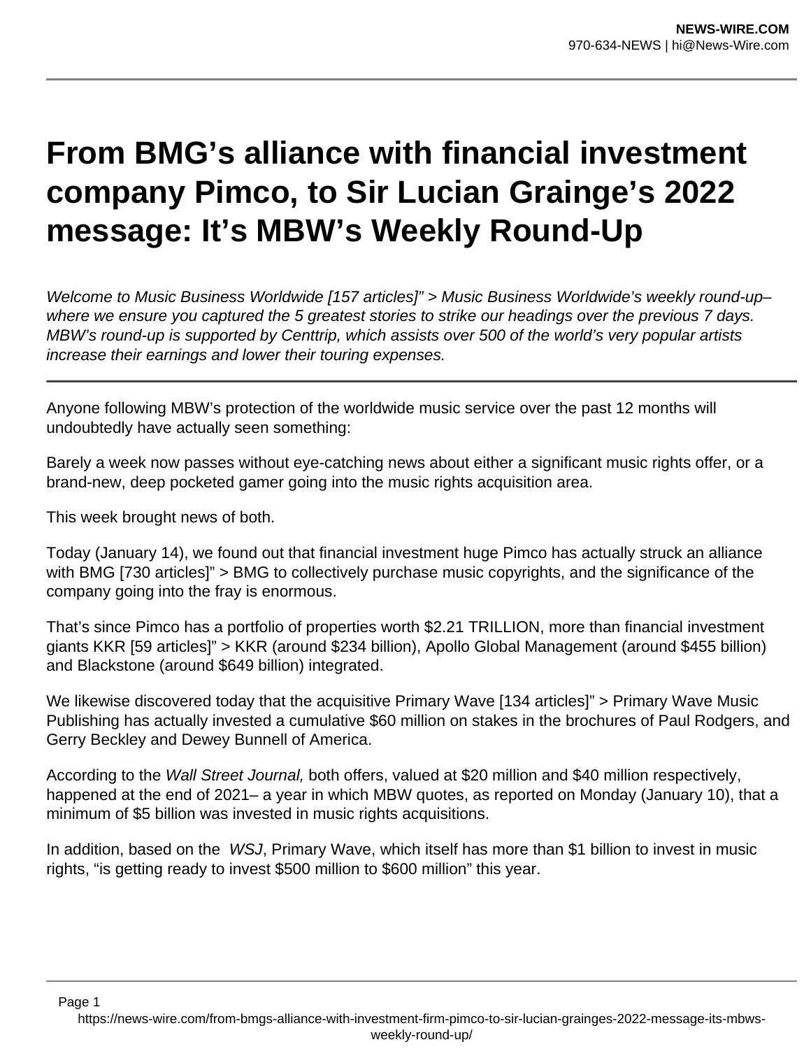# From BMG's alliance with financial investment company Pimco, to Sir Lucian Grainge's 2022 message: It's MBW's Weekly Round-Up

*Welcome to Music Business Worldwide [157 articles]" > Music Business Worldwide's weekly round-up– where we ensure you captured the 5 greatest stories to strike our headings over the previous 7 days. MBW's round-up is supported by Centtrip, which assists over 500 of the world's very popular artists increase their earnings and lower their touring expenses.*

---

Anyone following MBW's protection of the worldwide music service over the past 12 months will undoubtedly have actually seen something:

Barely a week now passes without eye-catching news about either a significant music rights offer, or a brand-new, deep pocketed gamer going into the music rights acquisition area.

This week brought news of both.

Today (January 14), we found out that financial investment huge Pimco has actually struck an alliance with BMG [730 articles]" > BMG to collectively purchase music copyrights, and the significance of the company going into the fray is enormous.

That's since Pimco has a portfolio of properties worth $2.21 TRILLION, more than financial investment giants KKR [59 articles]" > KKR (around $234 billion), Apollo Global Management (around $455 billion) and Blackstone (around $649 billion) integrated.

We likewise discovered today that the acquisitive Primary Wave [134 articles]" > Primary Wave Music Publishing has actually invested a cumulative $60 million on stakes in the brochures of Paul Rodgers, and Gerry Beckley and Dewey Bunnell of America.

According to the *Wall Street Journal,* both offers, valued at $20 million and $40 million respectively, happened at the end of 2021– a year in which MBW quotes, as reported on Monday (January 10), that a minimum of $5 billion was invested in music rights acquisitions.

In addition, based on the *WSJ*, Primary Wave, which itself has more than $1 billion to invest in music rights, "is getting ready to invest $500 million to $600 million" this year.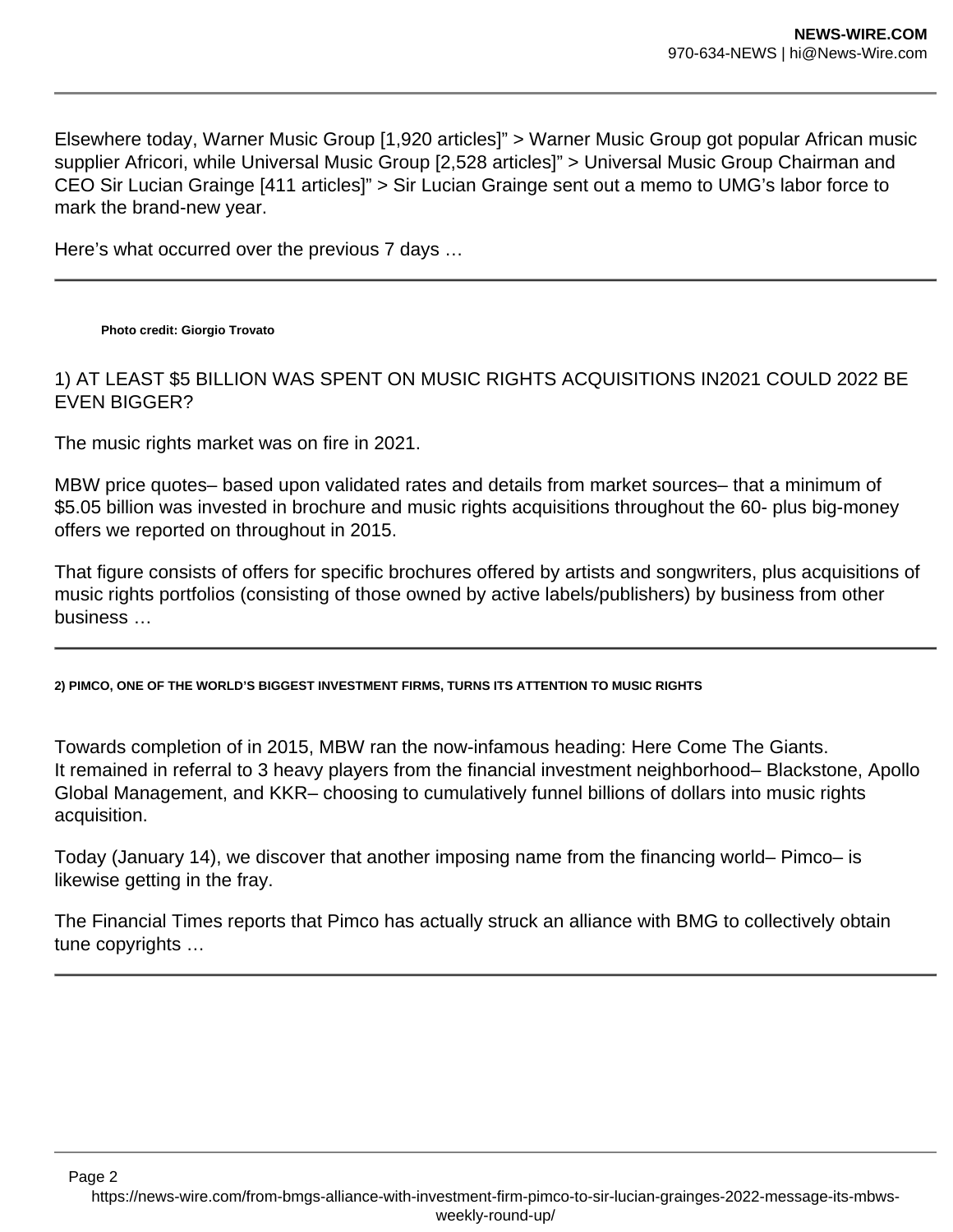Elsewhere today, Warner Music Group [1,920 articles]" > Warner Music Group got popular African music supplier Africori, while Universal Music Group [2,528 articles]" > Universal Music Group Chairman and CEO Sir Lucian Grainge [411 articles]" > Sir Lucian Grainge sent out a memo to UMG's labor force to mark the brand-new year.

Here's what occurred over the previous 7 days …

---

**Photo credit: Giorgio Trovato**

## 1) AT LEAST $5 BILLION WAS SPENT ON MUSIC RIGHTS ACQUISITIONS IN2021 COULD 2022 BE EVEN BIGGER?

The music rights market was on fire in 2021.

MBW price quotes– based upon validated rates and details from market sources– that a minimum of $5.05 billion was invested in brochure and music rights acquisitions throughout the 60- plus big-money offers we reported on throughout in 2015.

That figure consists of offers for specific brochures offered by artists and songwriters, plus acquisitions of music rights portfolios (consisting of those owned by active labels/publishers) by business from other business …

---

### 2) PIMCO, ONE OF THE WORLD'S BIGGEST INVESTMENT FIRMS, TURNS ITS ATTENTION TO MUSIC RIGHTS

Towards completion of in 2015, MBW ran the now-infamous heading: Here Come The Giants.
It remained in referral to 3 heavy players from the financial investment neighborhood– Blackstone, Apollo Global Management, and KKR– choosing to cumulatively funnel billions of dollars into music rights acquisition.

Today (January 14), we discover that another imposing name from the financing world– Pimco– is likewise getting in the fray.

The Financial Times reports that Pimco has actually struck an alliance with BMG to collectively obtain tune copyrights …

---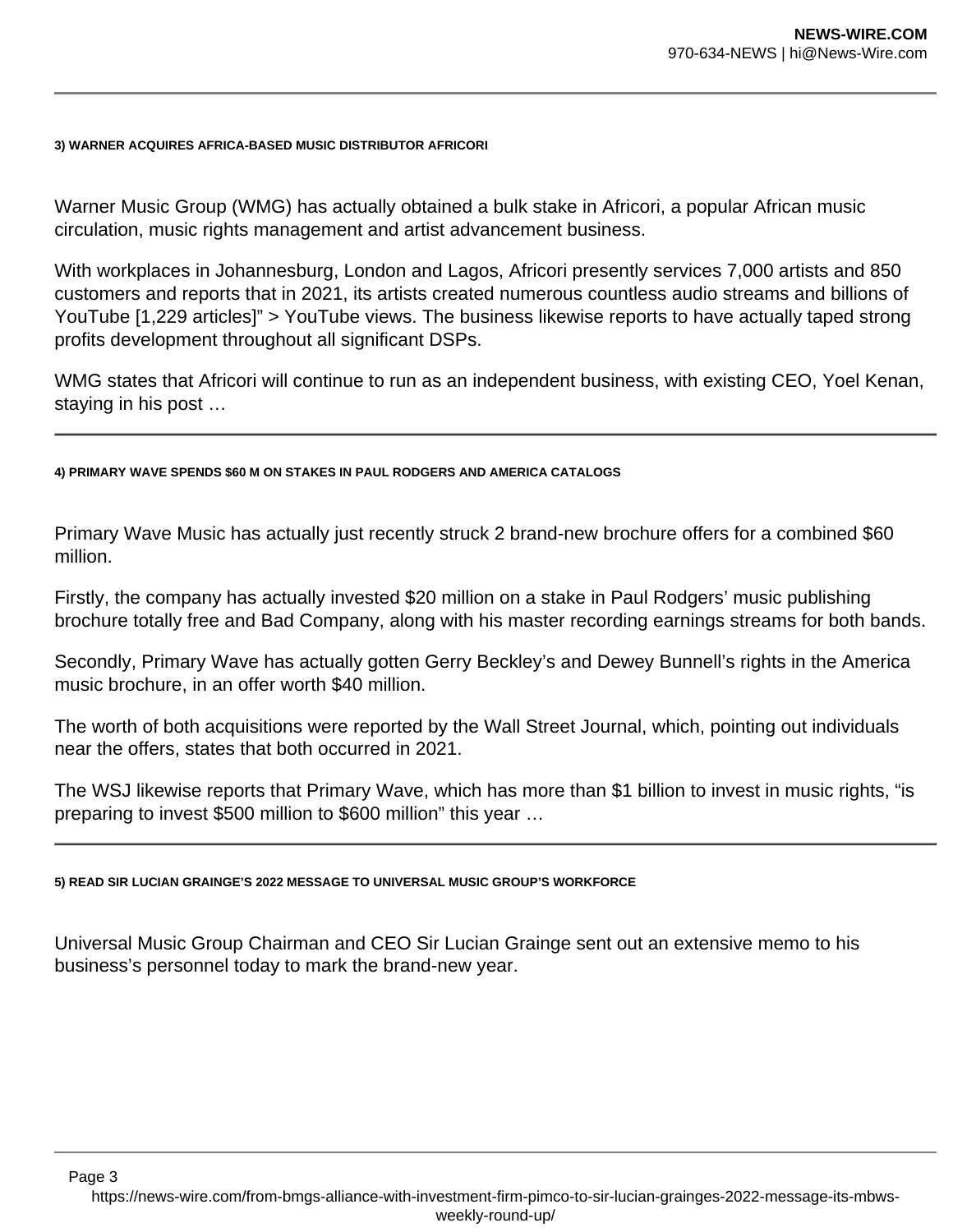#### 3) WARNER ACQUIRES AFRICA-BASED MUSIC DISTRIBUTOR AFRICORI

Warner Music Group (WMG) has actually obtained a bulk stake in Africori, a popular African music circulation, music rights management and artist advancement business.

With workplaces in Johannesburg, London and Lagos, Africori presently services 7,000 artists and 850 customers and reports that in 2021, its artists created numerous countless audio streams and billions of YouTube [1,229 articles]" > YouTube views. The business likewise reports to have actually taped strong profits development throughout all significant DSPs.

WMG states that Africori will continue to run as an independent business, with existing CEO, Yoel Kenan, staying in his post …

---

#### 4) PRIMARY WAVE SPENDS $60 M ON STAKES IN PAUL RODGERS AND AMERICA CATALOGS

Primary Wave Music has actually just recently struck 2 brand-new brochure offers for a combined $60 million.

Firstly, the company has actually invested $20 million on a stake in Paul Rodgers' music publishing brochure totally free and Bad Company, along with his master recording earnings streams for both bands.

Secondly, Primary Wave has actually gotten Gerry Beckley's and Dewey Bunnell's rights in the America music brochure, in an offer worth $40 million.

The worth of both acquisitions were reported by the Wall Street Journal, which, pointing out individuals near the offers, states that both occurred in 2021.

The WSJ likewise reports that Primary Wave, which has more than $1 billion to invest in music rights, "is preparing to invest $500 million to $600 million" this year …

---

#### 5) READ SIR LUCIAN GRAINGE'S 2022 MESSAGE TO UNIVERSAL MUSIC GROUP'S WORKFORCE

Universal Music Group Chairman and CEO Sir Lucian Grainge sent out an extensive memo to his business's personnel today to mark the brand-new year.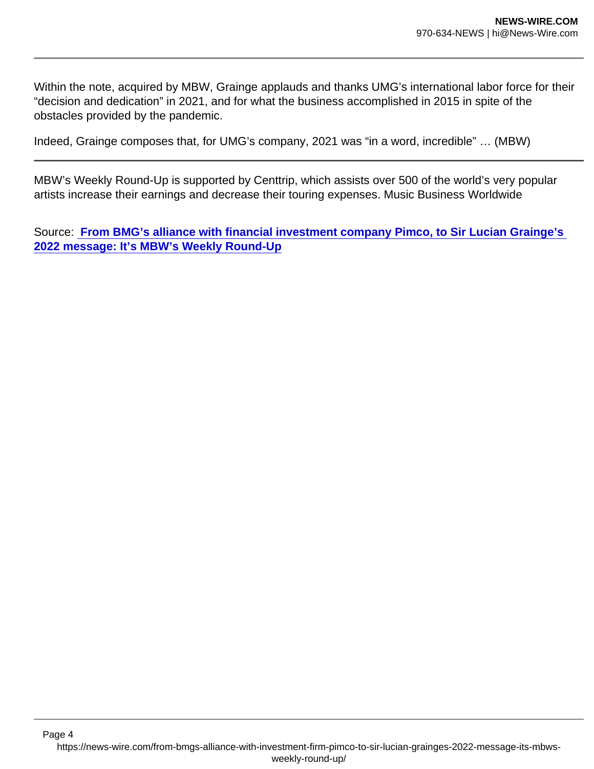Within the note, acquired by MBW, Grainge applauds and thanks UMG's international labor force for their "decision and dedication" in 2021, and for what the business accomplished in 2015 in spite of the obstacles provided by the pandemic.

Indeed, Grainge composes that, for UMG's company, 2021 was "in a word, incredible" … (MBW)

---

MBW's Weekly Round-Up is supported by Centtrip, which assists over 500 of the world's very popular artists increase their earnings and decrease their touring expenses. Music Business Worldwide

Source: **From BMG's alliance with financial investment company Pimco, to Sir Lucian Grainge's 2022 message: It's MBW's Weekly Round-Up**